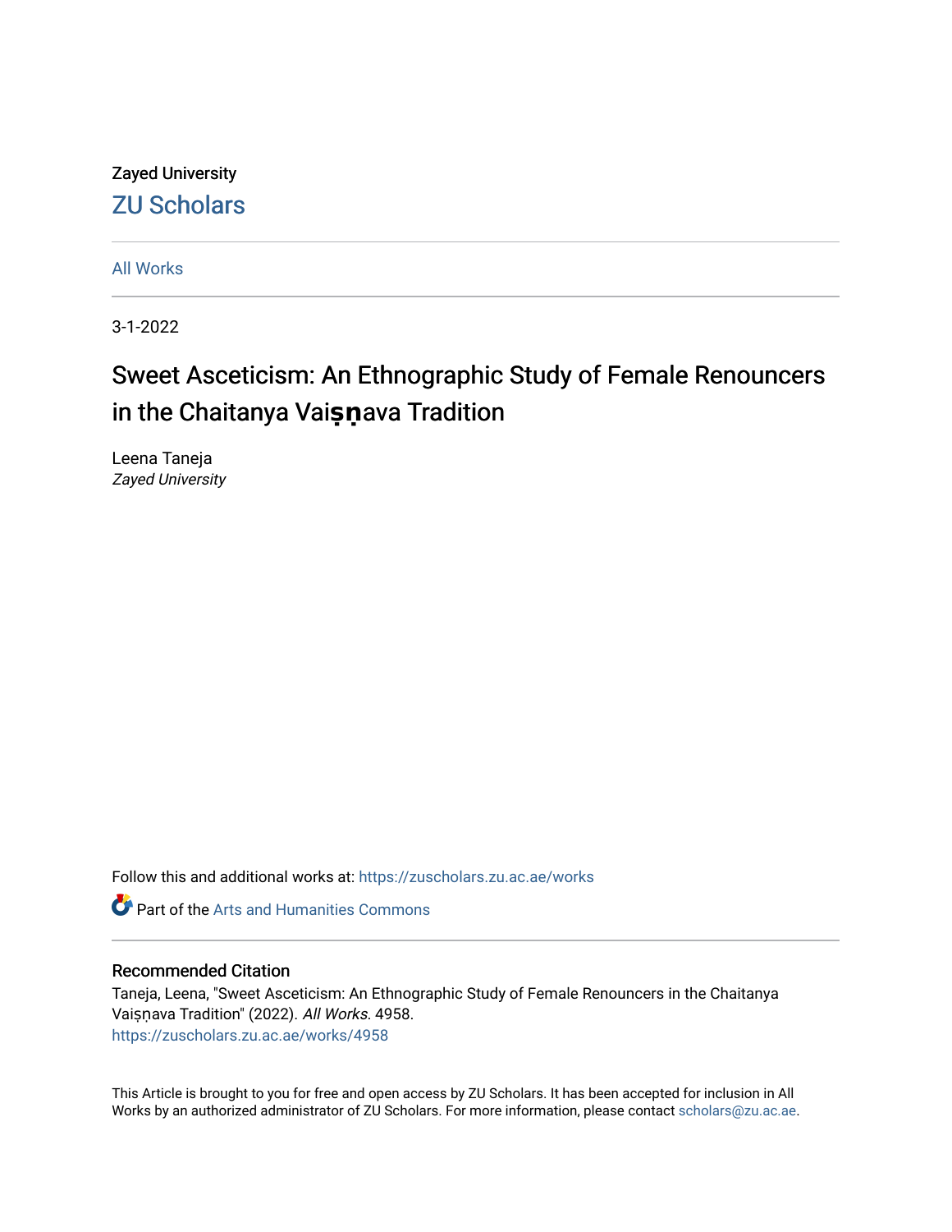Zayed University

ZU Scholars

All Works

3-1-2022

# Sweet Asceticism: An Ethnographic Study of Female Renouncers in the Chaitanya Vaiṣṇava Tradition

Leena Taneja
*Zayed University*

Follow this and additional works at: https://zuscholars.zu.ac.ae/works

Part of the Arts and Humanities Commons

## Recommended Citation

Taneja, Leena, "Sweet Asceticism: An Ethnographic Study of Female Renouncers in the Chaitanya Vaiṣṇava Tradition" (2022). *All Works*. 4958.
https://zuscholars.zu.ac.ae/works/4958

This Article is brought to you for free and open access by ZU Scholars. It has been accepted for inclusion in All Works by an authorized administrator of ZU Scholars. For more information, please contact scholars@zu.ac.ae.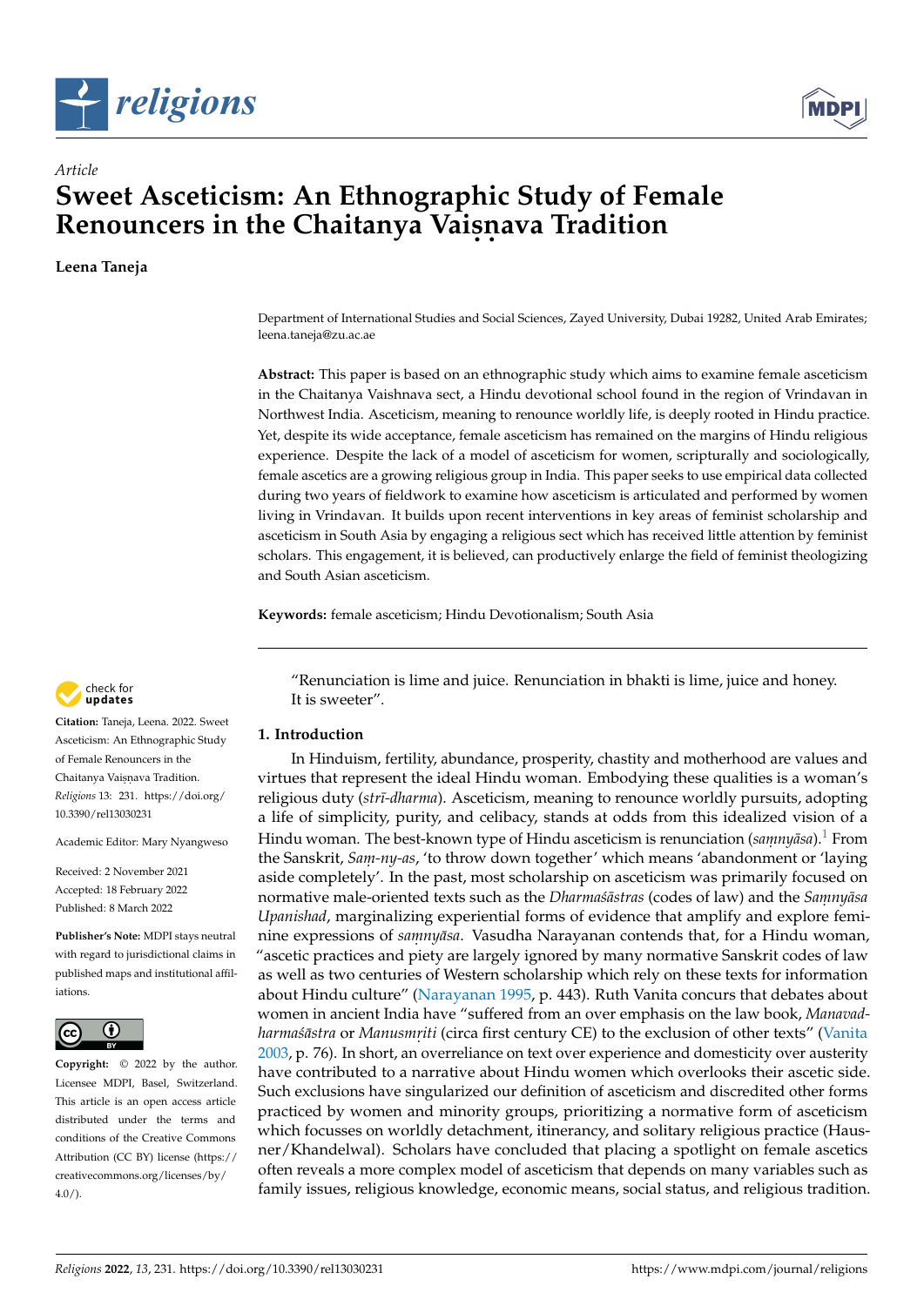# Sweet Asceticism: An Ethnographic Study of Female Renouncers in the Chaitanya Vaiṣṇava Tradition

**Leena Taneja**

Department of International Studies and Social Sciences, Zayed University, Dubai 19282, United Arab Emirates; leena.taneja@zu.ac.ae

**Abstract:** This paper is based on an ethnographic study which aims to examine female asceticism in the Chaitanya Vaishnava sect, a Hindu devotional school found in the region of Vrindavan in Northwest India. Asceticism, meaning to renounce worldly life, is deeply rooted in Hindu practice. Yet, despite its wide acceptance, female asceticism has remained on the margins of Hindu religious experience. Despite the lack of a model of asceticism for women, scripturally and sociologically, female ascetics are a growing religious group in India. This paper seeks to use empirical data collected during two years of fieldwork to examine how asceticism is articulated and performed by women living in Vrindavan. It builds upon recent interventions in key areas of feminist scholarship and asceticism in South Asia by engaging a religious sect which has received little attention by feminist scholars. This engagement, it is believed, can productively enlarge the field of feminist theologizing and South Asian asceticism.

**Keywords:** female asceticism; Hindu Devotionalism; South Asia

**Citation:** Taneja, Leena. 2022. Sweet Asceticism: An Ethnographic Study of Female Renouncers in the Chaitanya Vaiṣṇava Tradition. *Religions* 13: 231. https://doi.org/10.3390/rel13030231

Academic Editor: Mary Nyangweso

Received: 2 November 2021
Accepted: 18 February 2022
Published: 8 March 2022

**Publisher's Note:** MDPI stays neutral with regard to jurisdictional claims in published maps and institutional affiliations.

**Copyright:** © 2022 by the author. Licensee MDPI, Basel, Switzerland. This article is an open access article distributed under the terms and conditions of the Creative Commons Attribution (CC BY) license (https://creativecommons.org/licenses/by/4.0/).

> "Renunciation is lime and juice. Renunciation in bhakti is lime, juice and honey. It is sweeter".

## 1. Introduction

In Hinduism, fertility, abundance, prosperity, chastity and motherhood are values and virtues that represent the ideal Hindu woman. Embodying these qualities is a woman's religious duty (*strī-dharma*). Asceticism, meaning to renounce worldly pursuits, adopting a life of simplicity, purity, and celibacy, stands at odds from this idealized vision of a Hindu woman. The best-known type of Hindu asceticism is renunciation (*saṃnyāsa*).[1] From the Sanskrit, *Saṃ-ny-as*, 'to throw down together' which means 'abandonment or 'laying aside completely'. In the past, most scholarship on asceticism was primarily focused on normative male-oriented texts such as the *Dharmaśāstras* (codes of law) and the *Saṃnyāsa Upanishad*, marginalizing experiential forms of evidence that amplify and explore feminine expressions of *saṃnyāsa*. Vasudha Narayanan contends that, for a Hindu woman, "ascetic practices and piety are largely ignored by many normative Sanskrit codes of law as well as two centuries of Western scholarship which rely on these texts for information about Hindu culture" (Narayanan 1995, p. 443). Ruth Vanita concurs that debates about women in ancient India have "suffered from an over emphasis on the law book, *Manavadharmaśāstra* or *Manusmṛiti* (circa first century CE) to the exclusion of other texts" (Vanita 2003, p. 76). In short, an overreliance on text over experience and domesticity over austerity have contributed to a narrative about Hindu women which overlooks their ascetic side. Such exclusions have singularized our definition of asceticism and discredited other forms practiced by women and minority groups, prioritizing a normative form of asceticism which focusses on worldly detachment, itinerancy, and solitary religious practice (Hausner/Khandelwal). Scholars have concluded that placing a spotlight on female ascetics often reveals a more complex model of asceticism that depends on many variables such as family issues, religious knowledge, economic means, social status, and religious tradition.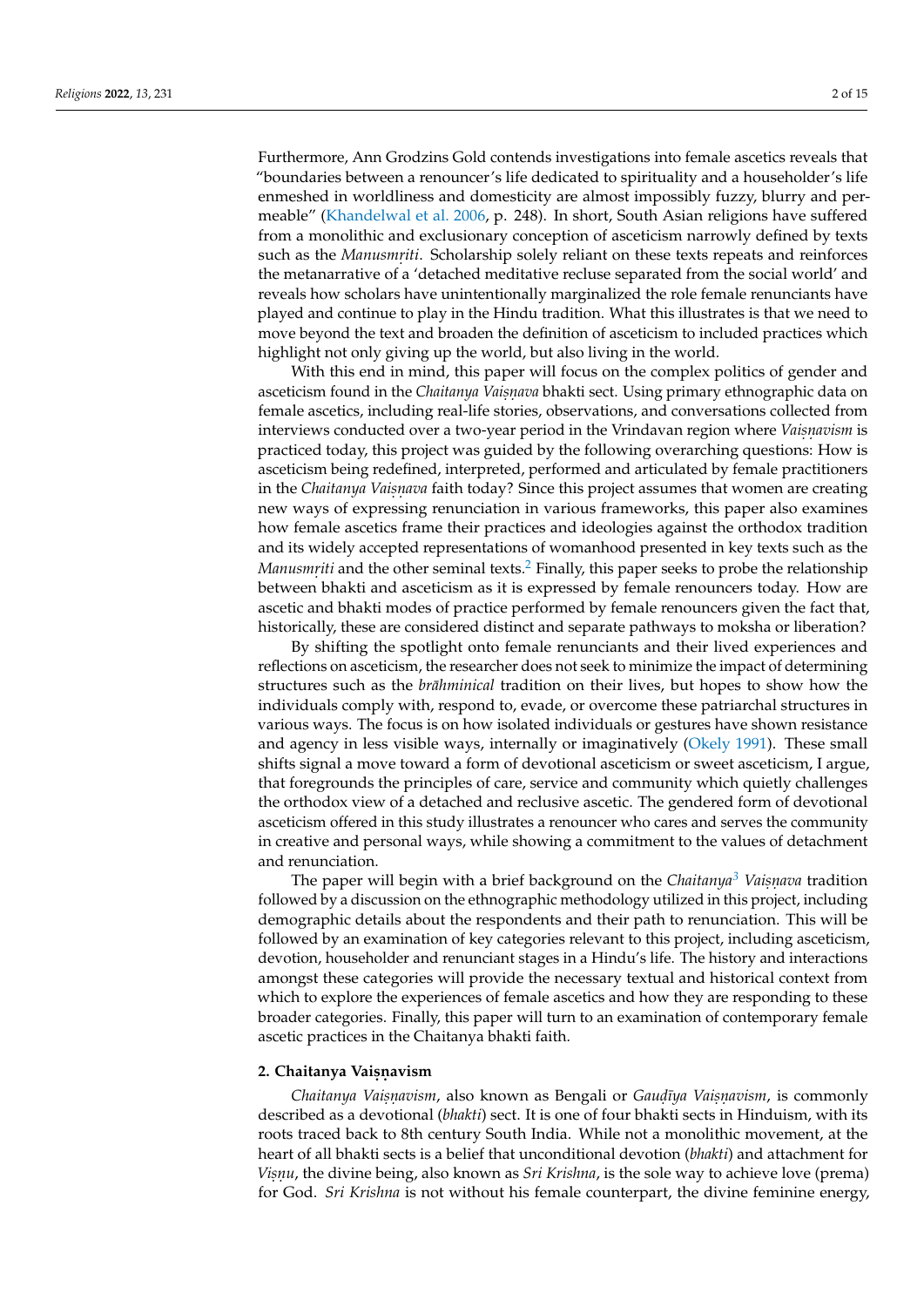Furthermore, Ann Grodzins Gold contends investigations into female ascetics reveals that "boundaries between a renouncer's life dedicated to spirituality and a householder's life enmeshed in worldliness and domesticity are almost impossibly fuzzy, blurry and permeable" (Khandelwal et al. 2006, p. 248). In short, South Asian religions have suffered from a monolithic and exclusionary conception of asceticism narrowly defined by texts such as the *Manusmṛiti*. Scholarship solely reliant on these texts repeats and reinforces the metanarrative of a 'detached meditative recluse separated from the social world' and reveals how scholars have unintentionally marginalized the role female renunciants have played and continue to play in the Hindu tradition. What this illustrates is that we need to move beyond the text and broaden the definition of asceticism to included practices which highlight not only giving up the world, but also living in the world.

With this end in mind, this paper will focus on the complex politics of gender and asceticism found in the *Chaitanya Vaiṣṇava* bhakti sect. Using primary ethnographic data on female ascetics, including real-life stories, observations, and conversations collected from interviews conducted over a two-year period in the Vrindavan region where *Vaiṣṇavism* is practiced today, this project was guided by the following overarching questions: How is asceticism being redefined, interpreted, performed and articulated by female practitioners in the *Chaitanya Vaiṣṇava* faith today? Since this project assumes that women are creating new ways of expressing renunciation in various frameworks, this paper also examines how female ascetics frame their practices and ideologies against the orthodox tradition and its widely accepted representations of womanhood presented in key texts such as the *Manusmṛiti* and the other seminal texts.[2] Finally, this paper seeks to probe the relationship between bhakti and asceticism as it is expressed by female renouncers today. How are ascetic and bhakti modes of practice performed by female renouncers given the fact that, historically, these are considered distinct and separate pathways to moksha or liberation?

By shifting the spotlight onto female renunciants and their lived experiences and reflections on asceticism, the researcher does not seek to minimize the impact of determining structures such as the *brāhminical* tradition on their lives, but hopes to show how the individuals comply with, respond to, evade, or overcome these patriarchal structures in various ways. The focus is on how isolated individuals or gestures have shown resistance and agency in less visible ways, internally or imaginatively (Okely 1991). These small shifts signal a move toward a form of devotional asceticism or sweet asceticism, I argue, that foregrounds the principles of care, service and community which quietly challenges the orthodox view of a detached and reclusive ascetic. The gendered form of devotional asceticism offered in this study illustrates a renouncer who cares and serves the community in creative and personal ways, while showing a commitment to the values of detachment and renunciation.

The paper will begin with a brief background on the *Chaitanya*[3] *Vaiṣṇava* tradition followed by a discussion on the ethnographic methodology utilized in this project, including demographic details about the respondents and their path to renunciation. This will be followed by an examination of key categories relevant to this project, including asceticism, devotion, householder and renunciant stages in a Hindu's life. The history and interactions amongst these categories will provide the necessary textual and historical context from which to explore the experiences of female ascetics and how they are responding to these broader categories. Finally, this paper will turn to an examination of contemporary female ascetic practices in the Chaitanya bhakti faith.

## 2. Chaitanya Vaiṣṇavism

*Chaitanya Vaiṣṇavism*, also known as Bengali or *Gauḍīya Vaiṣṇavism*, is commonly described as a devotional (*bhakti*) sect. It is one of four bhakti sects in Hinduism, with its roots traced back to 8th century South India. While not a monolithic movement, at the heart of all bhakti sects is a belief that unconditional devotion (*bhakti*) and attachment for *Viṣṇu*, the divine being, also known as *Sri Krishna*, is the sole way to achieve love (prema) for God. *Sri Krishna* is not without his female counterpart, the divine feminine energy,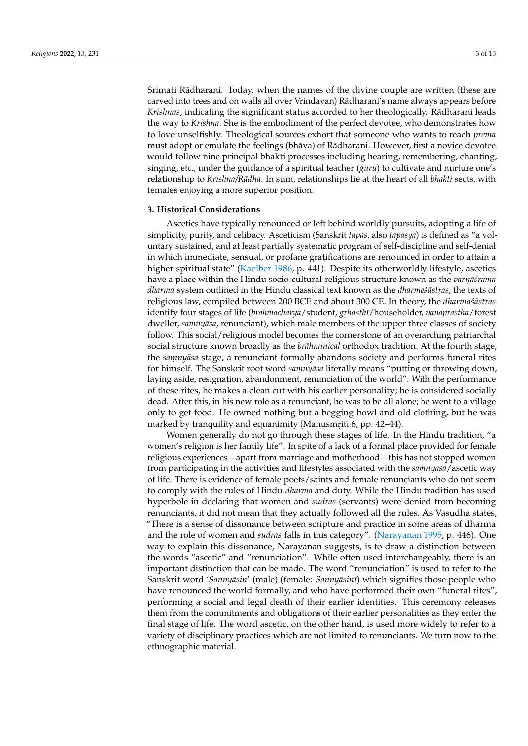Srimati Rādharani. Today, when the names of the divine couple are written (these are carved into trees and on walls all over Vrindavan) Rādharani's name always appears before *Krishnas*, indicating the significant status accorded to her theologically. Rādharani leads the way to *Krishna*. She is the embodiment of the perfect devotee, who demonstrates how to love unselfishly. Theological sources exhort that someone who wants to reach *prema* must adopt or emulate the feelings (bhāva) of Rādharani. However, first a novice devotee would follow nine principal bhakti processes including hearing, remembering, chanting, singing, etc., under the guidance of a spiritual teacher (*guru*) to cultivate and nurture one's relationship to *Krishna/Rādha*. In sum, relationships lie at the heart of all *bhakti* sects, with females enjoying a more superior position.

**3. Historical Considerations**

Ascetics have typically renounced or left behind worldly pursuits, adopting a life of simplicity, purity, and celibacy. Asceticism (Sanskrit *tapas*, also *tapasya*) is defined as "a voluntary sustained, and at least partially systematic program of self-discipline and self-denial in which immediate, sensual, or profane gratifications are renounced in order to attain a higher spiritual state" (Kaelber 1986, p. 441). Despite its otherworldly lifestyle, ascetics have a place within the Hindu socio-cultural-religious structure known as the *varṇāśrama dharma* system outlined in the Hindu classical text known as the *dharmaśāstras*, the texts of religious law, compiled between 200 BCE and about 300 CE. In theory, the *dharmaśāstras* identify four stages of life (*brahmacharya*/student, *gṛhasthī*/householder, *vanaprastha*/forest dweller, *saṃnyāsa*, renunciant), which male members of the upper three classes of society follow. This social/religious model becomes the cornerstone of an overarching patriarchal social structure known broadly as the *brāhminical* orthodox tradition. At the fourth stage, the *saṃnyāsa* stage, a renunciant formally abandons society and performs funeral rites for himself. The Sanskrit root word *saṃnyāsa* literally means "putting or throwing down, laying aside, resignation, abandonment, renunciation of the world". With the performance of these rites, he makes a clean cut with his earlier personality; he is considered socially dead. After this, in his new role as a renunciant, he was to be all alone; he went to a village only to get food. He owned nothing but a begging bowl and old clothing, but he was marked by tranquility and equanimity (Manusmṛiti 6, pp. 42–44).

Women generally do not go through these stages of life. In the Hindu tradition, "a women's religion is her family life". In spite of a lack of a formal place provided for female religious experiences—apart from marriage and motherhood—this has not stopped women from participating in the activities and lifestyles associated with the *saṃnyāsa*/ascetic way of life. There is evidence of female poets/saints and female renunciants who do not seem to comply with the rules of Hindu *dharma* and duty. While the Hindu tradition has used hyperbole in declaring that women and *sudras* (servants) were denied from becoming renunciants, it did not mean that they actually followed all the rules. As Vasudha states, "There is a sense of dissonance between scripture and practice in some areas of dharma and the role of women and *sudras* falls in this category". (Narayanan 1995, p. 446). One way to explain this dissonance, Narayanan suggests, is to draw a distinction between the words "ascetic" and "renunciation". While often used interchangeably, there is an important distinction that can be made. The word "renunciation" is used to refer to the Sanskrit word '*Sannyāsin*' (male) (female: *Sannyāsinī*) which signifies those people who have renounced the world formally, and who have performed their own "funeral rites", performing a social and legal death of their earlier identities. This ceremony releases them from the commitments and obligations of their earlier personalities as they enter the final stage of life. The word ascetic, on the other hand, is used more widely to refer to a variety of disciplinary practices which are not limited to renunciants. We turn now to the ethnographic material.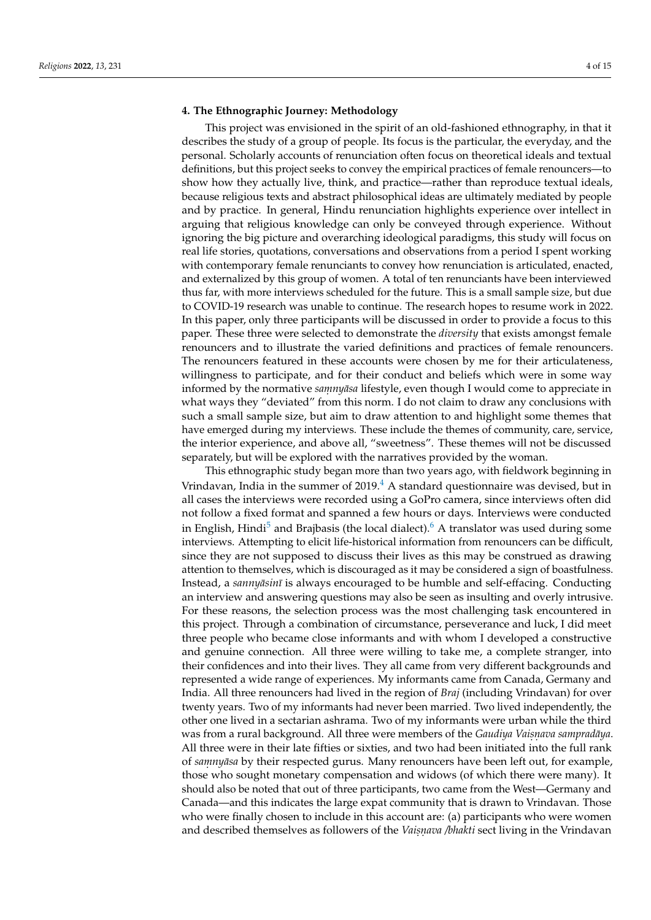## 4. The Ethnographic Journey: Methodology

This project was envisioned in the spirit of an old-fashioned ethnography, in that it describes the study of a group of people. Its focus is the particular, the everyday, and the personal. Scholarly accounts of renunciation often focus on theoretical ideals and textual definitions, but this project seeks to convey the empirical practices of female renouncers—to show how they actually live, think, and practice—rather than reproduce textual ideals, because religious texts and abstract philosophical ideas are ultimately mediated by people and by practice. In general, Hindu renunciation highlights experience over intellect in arguing that religious knowledge can only be conveyed through experience. Without ignoring the big picture and overarching ideological paradigms, this study will focus on real life stories, quotations, conversations and observations from a period I spent working with contemporary female renunciants to convey how renunciation is articulated, enacted, and externalized by this group of women. A total of ten renunciants have been interviewed thus far, with more interviews scheduled for the future. This is a small sample size, but due to COVID-19 research was unable to continue. The research hopes to resume work in 2022. In this paper, only three participants will be discussed in order to provide a focus to this paper. These three were selected to demonstrate the *diversity* that exists amongst female renouncers and to illustrate the varied definitions and practices of female renouncers. The renouncers featured in these accounts were chosen by me for their articulateness, willingness to participate, and for their conduct and beliefs which were in some way informed by the normative *saṃnyāsa* lifestyle, even though I would come to appreciate in what ways they "deviated" from this norm. I do not claim to draw any conclusions with such a small sample size, but aim to draw attention to and highlight some themes that have emerged during my interviews. These include the themes of community, care, service, the interior experience, and above all, "sweetness". These themes will not be discussed separately, but will be explored with the narratives provided by the woman.

This ethnographic study began more than two years ago, with fieldwork beginning in Vrindavan, India in the summer of 2019.[4] A standard questionnaire was devised, but in all cases the interviews were recorded using a GoPro camera, since interviews often did not follow a fixed format and spanned a few hours or days. Interviews were conducted in English, Hindi[5] and Brajbasis (the local dialect).[6] A translator was used during some interviews. Attempting to elicit life-historical information from renouncers can be difficult, since they are not supposed to discuss their lives as this may be construed as drawing attention to themselves, which is discouraged as it may be considered a sign of boastfulness. Instead, a *sannyāsinī* is always encouraged to be humble and self-effacing. Conducting an interview and answering questions may also be seen as insulting and overly intrusive. For these reasons, the selection process was the most challenging task encountered in this project. Through a combination of circumstance, perseverance and luck, I did meet three people who became close informants and with whom I developed a constructive and genuine connection. All three were willing to take me, a complete stranger, into their confidences and into their lives. They all came from very different backgrounds and represented a wide range of experiences. My informants came from Canada, Germany and India. All three renouncers had lived in the region of *Braj* (including Vrindavan) for over twenty years. Two of my informants had never been married. Two lived independently, the other one lived in a sectarian ashrama. Two of my informants were urban while the third was from a rural background. All three were members of the *Gaudiya Vaiṣṇava sampradāya*. All three were in their late fifties or sixties, and two had been initiated into the full rank of *saṃnyāsa* by their respected gurus. Many renouncers have been left out, for example, those who sought monetary compensation and widows (of which there were many). It should also be noted that out of three participants, two came from the West—Germany and Canada—and this indicates the large expat community that is drawn to Vrindavan. Those who were finally chosen to include in this account are: (a) participants who were women and described themselves as followers of the *Vaiṣṇava /bhakti* sect living in the Vrindavan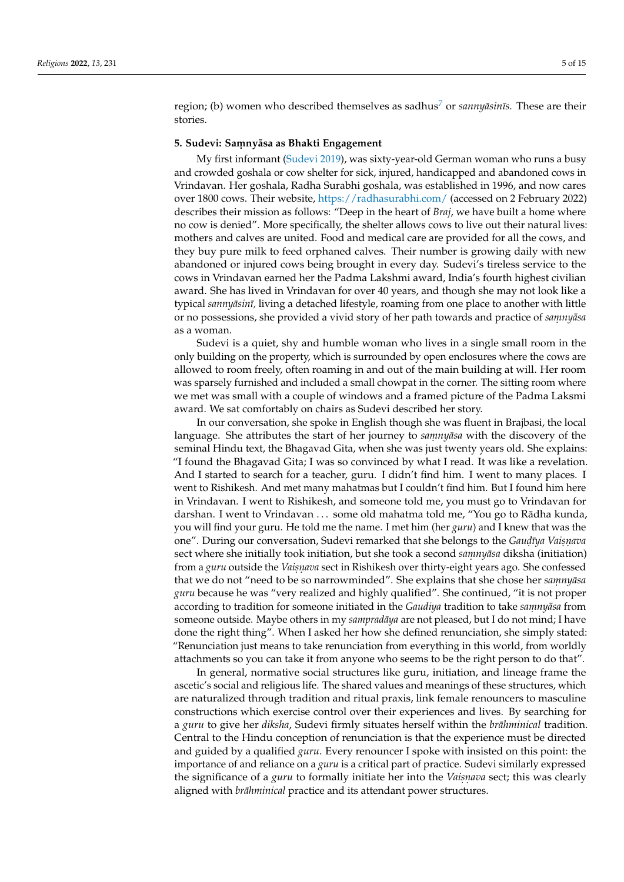region; (b) women who described themselves as sadhus[7] or *sannyāsinīs*. These are their stories.

## 5. Sudevi: Saṃnyāsa as Bhakti Engagement

My first informant (Sudevi 2019), was sixty-year-old German woman who runs a busy and crowded goshala or cow shelter for sick, injured, handicapped and abandoned cows in Vrindavan. Her goshala, Radha Surabhi goshala, was established in 1996, and now cares over 1800 cows. Their website, https://radhasurabhi.com/ (accessed on 2 February 2022) describes their mission as follows: "Deep in the heart of *Braj*, we have built a home where no cow is denied". More specifically, the shelter allows cows to live out their natural lives: mothers and calves are united. Food and medical care are provided for all the cows, and they buy pure milk to feed orphaned calves. Their number is growing daily with new abandoned or injured cows being brought in every day. Sudevi's tireless service to the cows in Vrindavan earned her the Padma Lakshmi award, India's fourth highest civilian award. She has lived in Vrindavan for over 40 years, and though she may not look like a typical *sannyāsinī*, living a detached lifestyle, roaming from one place to another with little or no possessions, she provided a vivid story of her path towards and practice of *saṃnyāsa* as a woman.

Sudevi is a quiet, shy and humble woman who lives in a single small room in the only building on the property, which is surrounded by open enclosures where the cows are allowed to room freely, often roaming in and out of the main building at will. Her room was sparsely furnished and included a small chowpat in the corner. The sitting room where we met was small with a couple of windows and a framed picture of the Padma Laksmi award. We sat comfortably on chairs as Sudevi described her story.

In our conversation, she spoke in English though she was fluent in Brajbasi, the local language. She attributes the start of her journey to *saṃnyāsa* with the discovery of the seminal Hindu text, the Bhagavad Gita, when she was just twenty years old. She explains: "I found the Bhagavad Gita; I was so convinced by what I read. It was like a revelation. And I started to search for a teacher, guru. I didn't find him. I went to many places. I went to Rishikesh. And met many mahatmas but I couldn't find him. But I found him here in Vrindavan. I went to Rishikesh, and someone told me, you must go to Vrindavan for darshan. I went to Vrindavan . . . some old mahatma told me, "You go to Rādha kunda, you will find your guru. He told me the name. I met him (her *guru*) and I knew that was the one". During our conversation, Sudevi remarked that she belongs to the *Gauḍīya Vaiṣṇava* sect where she initially took initiation, but she took a second *saṃnyāsa* diksha (initiation) from a *guru* outside the *Vaiṣṇava* sect in Rishikesh over thirty-eight years ago. She confessed that we do not "need to be so narrowminded". She explains that she chose her *saṃnyāsa guru* because he was "very realized and highly qualified". She continued, "it is not proper according to tradition for someone initiated in the *Gaudiya* tradition to take *saṃnyāsa* from someone outside. Maybe others in my *sampradāya* are not pleased, but I do not mind; I have done the right thing". When I asked her how she defined renunciation, she simply stated: "Renunciation just means to take renunciation from everything in this world, from worldly attachments so you can take it from anyone who seems to be the right person to do that".

In general, normative social structures like guru, initiation, and lineage frame the ascetic's social and religious life. The shared values and meanings of these structures, which are naturalized through tradition and ritual praxis, link female renouncers to masculine constructions which exercise control over their experiences and lives. By searching for a *guru* to give her *diksha*, Sudevi firmly situates herself within the *brāhminical* tradition. Central to the Hindu conception of renunciation is that the experience must be directed and guided by a qualified *guru*. Every renouncer I spoke with insisted on this point: the importance of and reliance on a *guru* is a critical part of practice. Sudevi similarly expressed the significance of a *guru* to formally initiate her into the *Vaiṣṇava* sect; this was clearly aligned with *brāhminical* practice and its attendant power structures.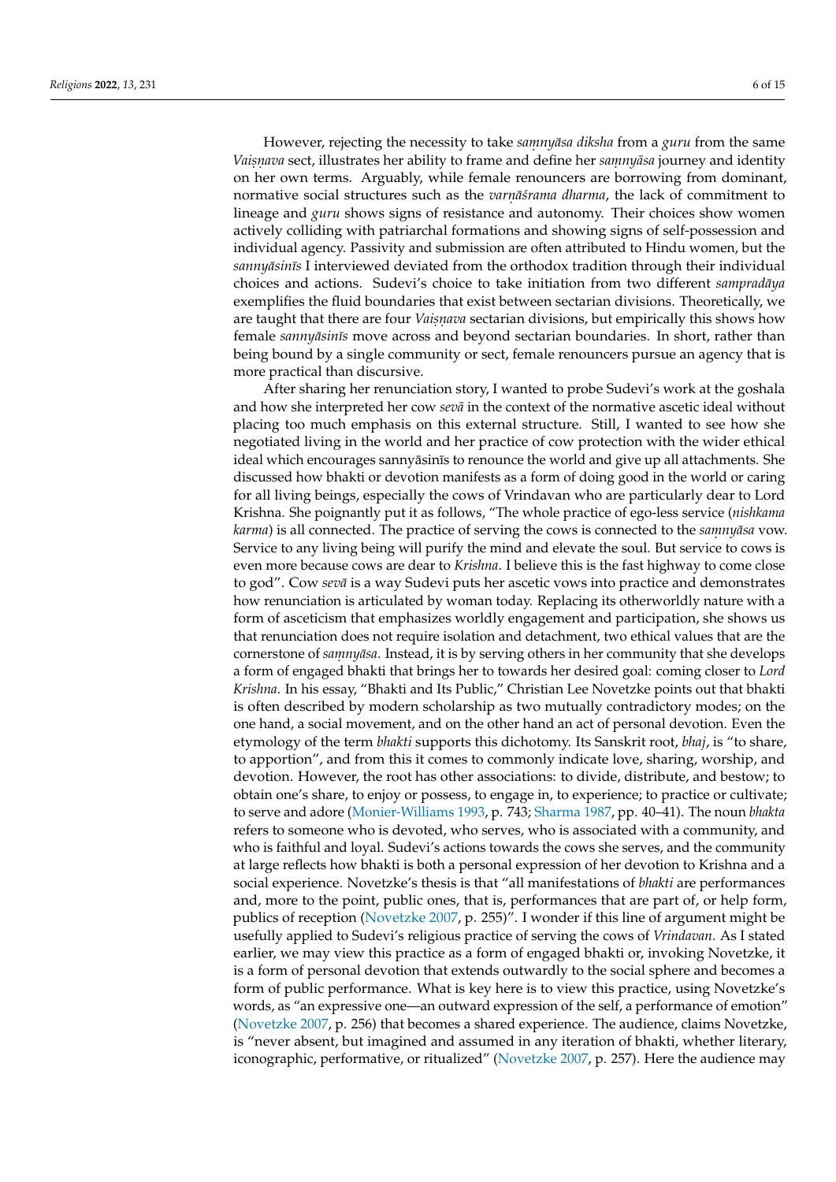However, rejecting the necessity to take *saṃnyāsa diksha* from a *guru* from the same *Vaiṣṇava* sect, illustrates her ability to frame and define her *saṃnyāsa* journey and identity on her own terms. Arguably, while female renouncers are borrowing from dominant, normative social structures such as the *varṇāśrama dharma*, the lack of commitment to lineage and *guru* shows signs of resistance and autonomy. Their choices show women actively colliding with patriarchal formations and showing signs of self-possession and individual agency. Passivity and submission are often attributed to Hindu women, but the *sannyāsinīs* I interviewed deviated from the orthodox tradition through their individual choices and actions. Sudevi's choice to take initiation from two different *sampradāya* exemplifies the fluid boundaries that exist between sectarian divisions. Theoretically, we are taught that there are four *Vaiṣṇava* sectarian divisions, but empirically this shows how female *sannyāsinīs* move across and beyond sectarian boundaries. In short, rather than being bound by a single community or sect, female renouncers pursue an agency that is more practical than discursive.

After sharing her renunciation story, I wanted to probe Sudevi's work at the goshala and how she interpreted her cow *sevā* in the context of the normative ascetic ideal without placing too much emphasis on this external structure. Still, I wanted to see how she negotiated living in the world and her practice of cow protection with the wider ethical ideal which encourages sannyāsinīs to renounce the world and give up all attachments. She discussed how bhakti or devotion manifests as a form of doing good in the world or caring for all living beings, especially the cows of Vrindavan who are particularly dear to Lord Krishna. She poignantly put it as follows, "The whole practice of ego-less service (*nishkama karma*) is all connected. The practice of serving the cows is connected to the *saṃnyāsa* vow. Service to any living being will purify the mind and elevate the soul. But service to cows is even more because cows are dear to *Krishna*. I believe this is the fast highway to come close to god". Cow *sevā* is a way Sudevi puts her ascetic vows into practice and demonstrates how renunciation is articulated by woman today. Replacing its otherworldly nature with a form of asceticism that emphasizes worldly engagement and participation, she shows us that renunciation does not require isolation and detachment, two ethical values that are the cornerstone of *saṃnyāsa*. Instead, it is by serving others in her community that she develops a form of engaged bhakti that brings her to towards her desired goal: coming closer to *Lord Krishna*. In his essay, "Bhakti and Its Public," Christian Lee Novetzke points out that bhakti is often described by modern scholarship as two mutually contradictory modes; on the one hand, a social movement, and on the other hand an act of personal devotion. Even the etymology of the term *bhakti* supports this dichotomy. Its Sanskrit root, *bhaj*, is "to share, to apportion", and from this it comes to commonly indicate love, sharing, worship, and devotion. However, the root has other associations: to divide, distribute, and bestow; to obtain one's share, to enjoy or possess, to engage in, to experience; to practice or cultivate; to serve and adore (Monier-Williams 1993, p. 743; Sharma 1987, pp. 40–41). The noun *bhakta* refers to someone who is devoted, who serves, who is associated with a community, and who is faithful and loyal. Sudevi's actions towards the cows she serves, and the community at large reflects how bhakti is both a personal expression of her devotion to Krishna and a social experience. Novetzke's thesis is that "all manifestations of *bhakti* are performances and, more to the point, public ones, that is, performances that are part of, or help form, publics of reception (Novetzke 2007, p. 255)". I wonder if this line of argument might be usefully applied to Sudevi's religious practice of serving the cows of *Vrindavan*. As I stated earlier, we may view this practice as a form of engaged bhakti or, invoking Novetzke, it is a form of personal devotion that extends outwardly to the social sphere and becomes a form of public performance. What is key here is to view this practice, using Novetzke's words, as "an expressive one—an outward expression of the self, a performance of emotion" (Novetzke 2007, p. 256) that becomes a shared experience. The audience, claims Novetzke, is "never absent, but imagined and assumed in any iteration of bhakti, whether literary, iconographic, performative, or ritualized" (Novetzke 2007, p. 257). Here the audience may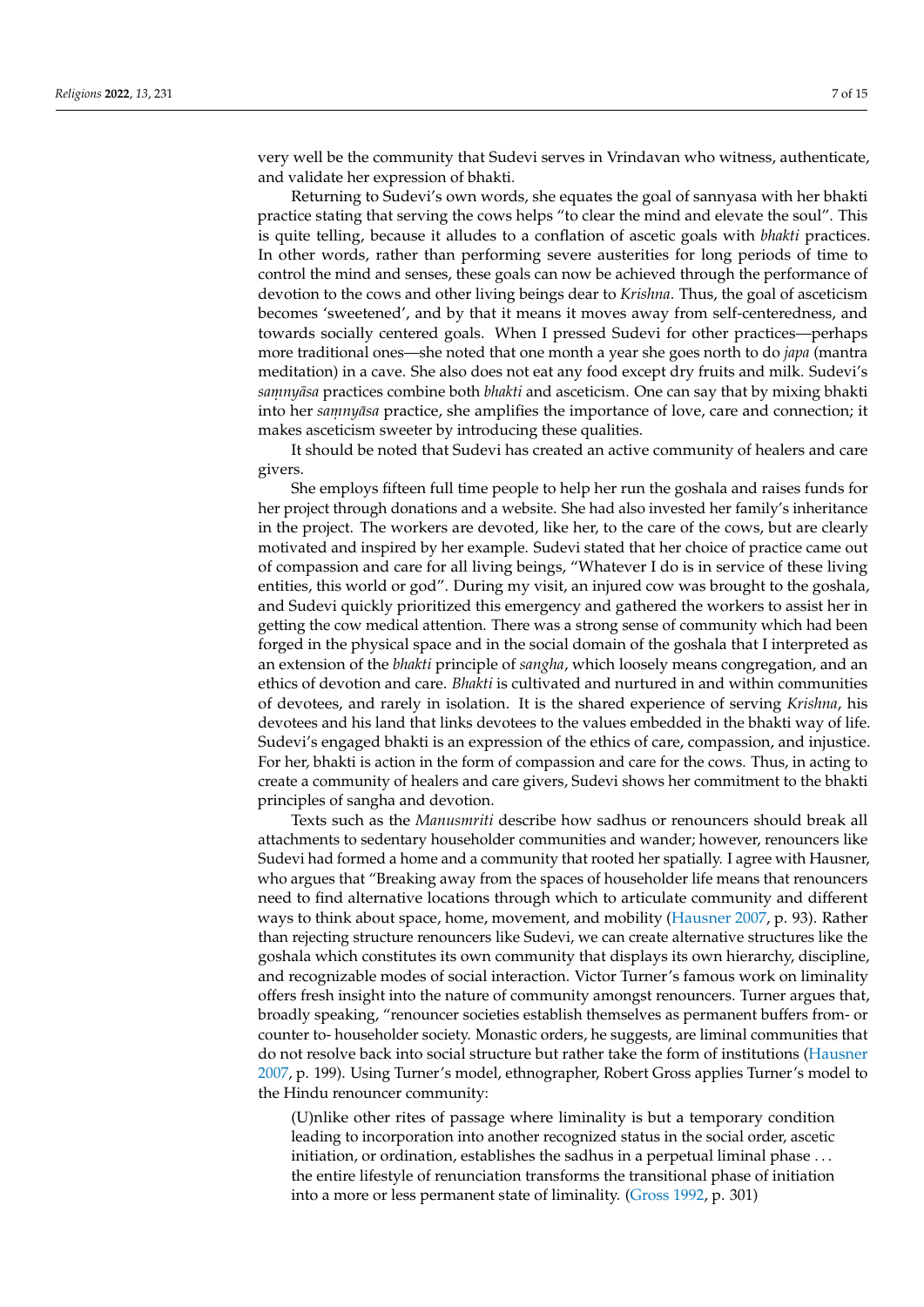very well be the community that Sudevi serves in Vrindavan who witness, authenticate, and validate her expression of bhakti.

Returning to Sudevi's own words, she equates the goal of sannyasa with her bhakti practice stating that serving the cows helps "to clear the mind and elevate the soul". This is quite telling, because it alludes to a conflation of ascetic goals with *bhakti* practices. In other words, rather than performing severe austerities for long periods of time to control the mind and senses, these goals can now be achieved through the performance of devotion to the cows and other living beings dear to *Krishna*. Thus, the goal of asceticism becomes 'sweetened', and by that it means it moves away from self-centeredness, and towards socially centered goals. When I pressed Sudevi for other practices—perhaps more traditional ones—she noted that one month a year she goes north to do *japa* (mantra meditation) in a cave. She also does not eat any food except dry fruits and milk. Sudevi's *saṃnyāsa* practices combine both *bhakti* and asceticism. One can say that by mixing bhakti into her *saṃnyāsa* practice, she amplifies the importance of love, care and connection; it makes asceticism sweeter by introducing these qualities.

It should be noted that Sudevi has created an active community of healers and care givers.

She employs fifteen full time people to help her run the goshala and raises funds for her project through donations and a website. She had also invested her family's inheritance in the project. The workers are devoted, like her, to the care of the cows, but are clearly motivated and inspired by her example. Sudevi stated that her choice of practice came out of compassion and care for all living beings, "Whatever I do is in service of these living entities, this world or god". During my visit, an injured cow was brought to the goshala, and Sudevi quickly prioritized this emergency and gathered the workers to assist her in getting the cow medical attention. There was a strong sense of community which had been forged in the physical space and in the social domain of the goshala that I interpreted as an extension of the *bhakti* principle of *sangha*, which loosely means congregation, and an ethics of devotion and care. *Bhakti* is cultivated and nurtured in and within communities of devotees, and rarely in isolation. It is the shared experience of serving *Krishna*, his devotees and his land that links devotees to the values embedded in the bhakti way of life. Sudevi's engaged bhakti is an expression of the ethics of care, compassion, and injustice. For her, bhakti is action in the form of compassion and care for the cows. Thus, in acting to create a community of healers and care givers, Sudevi shows her commitment to the bhakti principles of sangha and devotion.

Texts such as the *Manusmriti* describe how sadhus or renouncers should break all attachments to sedentary householder communities and wander; however, renouncers like Sudevi had formed a home and a community that rooted her spatially. I agree with Hausner, who argues that "Breaking away from the spaces of householder life means that renouncers need to find alternative locations through which to articulate community and different ways to think about space, home, movement, and mobility (Hausner 2007, p. 93). Rather than rejecting structure renouncers like Sudevi, we can create alternative structures like the goshala which constitutes its own community that displays its own hierarchy, discipline, and recognizable modes of social interaction. Victor Turner's famous work on liminality offers fresh insight into the nature of community amongst renouncers. Turner argues that, broadly speaking, "renouncer societies establish themselves as permanent buffers from- or counter to- householder society. Monastic orders, he suggests, are liminal communities that do not resolve back into social structure but rather take the form of institutions (Hausner 2007, p. 199). Using Turner's model, ethnographer, Robert Gross applies Turner's model to the Hindu renouncer community:

> (U)nlike other rites of passage where liminality is but a temporary condition leading to incorporation into another recognized status in the social order, ascetic initiation, or ordination, establishes the sadhus in a perpetual liminal phase ... the entire lifestyle of renunciation transforms the transitional phase of initiation into a more or less permanent state of liminality. (Gross 1992, p. 301)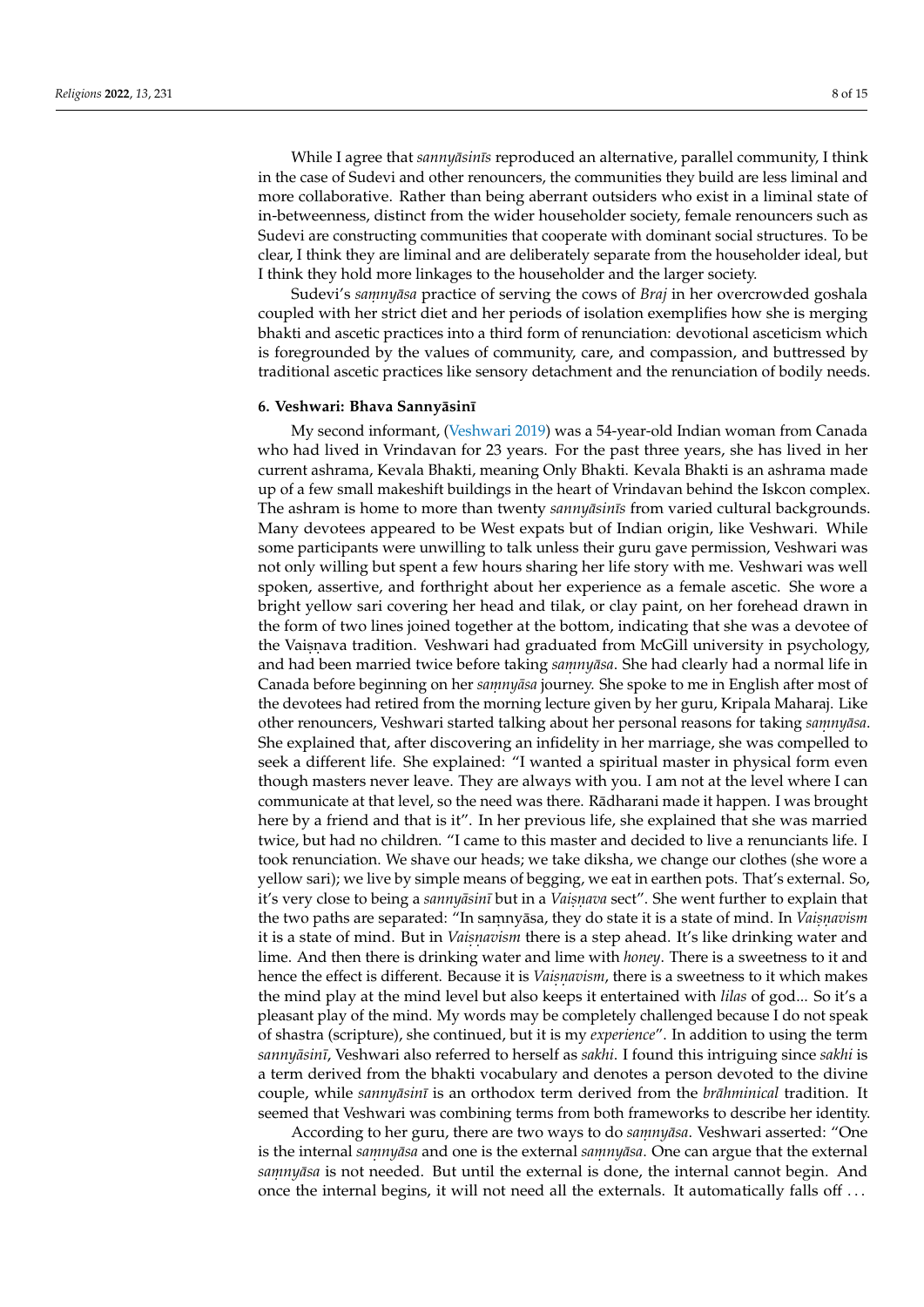While I agree that *sannyāsinīs* reproduced an alternative, parallel community, I think in the case of Sudevi and other renouncers, the communities they build are less liminal and more collaborative. Rather than being aberrant outsiders who exist in a liminal state of in-betweenness, distinct from the wider householder society, female renouncers such as Sudevi are constructing communities that cooperate with dominant social structures. To be clear, I think they are liminal and are deliberately separate from the householder ideal, but I think they hold more linkages to the householder and the larger society.

Sudevi's *saṃnyāsa* practice of serving the cows of *Braj* in her overcrowded goshala coupled with her strict diet and her periods of isolation exemplifies how she is merging bhakti and ascetic practices into a third form of renunciation: devotional asceticism which is foregrounded by the values of community, care, and compassion, and buttressed by traditional ascetic practices like sensory detachment and the renunciation of bodily needs.

## 6. Veshwari: Bhava Sannyāsinī

My second informant, (Veshwari 2019) was a 54-year-old Indian woman from Canada who had lived in Vrindavan for 23 years. For the past three years, she has lived in her current ashrama, Kevala Bhakti, meaning Only Bhakti. Kevala Bhakti is an ashrama made up of a few small makeshift buildings in the heart of Vrindavan behind the Iskcon complex. The ashram is home to more than twenty *sannyāsinīs* from varied cultural backgrounds. Many devotees appeared to be West expats but of Indian origin, like Veshwari. While some participants were unwilling to talk unless their guru gave permission, Veshwari was not only willing but spent a few hours sharing her life story with me. Veshwari was well spoken, assertive, and forthright about her experience as a female ascetic. She wore a bright yellow sari covering her head and tilak, or clay paint, on her forehead drawn in the form of two lines joined together at the bottom, indicating that she was a devotee of the Vaiṣṇava tradition. Veshwari had graduated from McGill university in psychology, and had been married twice before taking *saṃnyāsa*. She had clearly had a normal life in Canada before beginning on her *saṃnyāsa* journey. She spoke to me in English after most of the devotees had retired from the morning lecture given by her guru, Kripala Maharaj. Like other renouncers, Veshwari started talking about her personal reasons for taking *saṃnyāsa*. She explained that, after discovering an infidelity in her marriage, she was compelled to seek a different life. She explained: "I wanted a spiritual master in physical form even though masters never leave. They are always with you. I am not at the level where I can communicate at that level, so the need was there. Rādharani made it happen. I was brought here by a friend and that is it". In her previous life, she explained that she was married twice, but had no children. "I came to this master and decided to live a renunciants life. I took renunciation. We shave our heads; we take diksha, we change our clothes (she wore a yellow sari); we live by simple means of begging, we eat in earthen pots. That's external. So, it's very close to being a *sannyāsinī* but in a *Vaiṣṇava* sect". She went further to explain that the two paths are separated: "In saṃnyāsa, they do state it is a state of mind. In *Vaiṣṇavism* it is a state of mind. But in *Vaiṣṇavism* there is a step ahead. It's like drinking water and lime. And then there is drinking water and lime with *honey*. There is a sweetness to it and hence the effect is different. Because it is *Vaiṣṇavism*, there is a sweetness to it which makes the mind play at the mind level but also keeps it entertained with *lilas* of god... So it's a pleasant play of the mind. My words may be completely challenged because I do not speak of shastra (scripture), she continued, but it is my *experience*". In addition to using the term *sannyāsinī*, Veshwari also referred to herself as *sakhi*. I found this intriguing since *sakhi* is a term derived from the bhakti vocabulary and denotes a person devoted to the divine couple, while *sannyāsinī* is an orthodox term derived from the *brāhminical* tradition. It seemed that Veshwari was combining terms from both frameworks to describe her identity.

According to her guru, there are two ways to do *saṃnyāsa*. Veshwari asserted: "One is the internal *saṃnyāsa* and one is the external *saṃnyāsa*. One can argue that the external *saṃnyāsa* is not needed. But until the external is done, the internal cannot begin. And once the internal begins, it will not need all the externals. It automatically falls off ...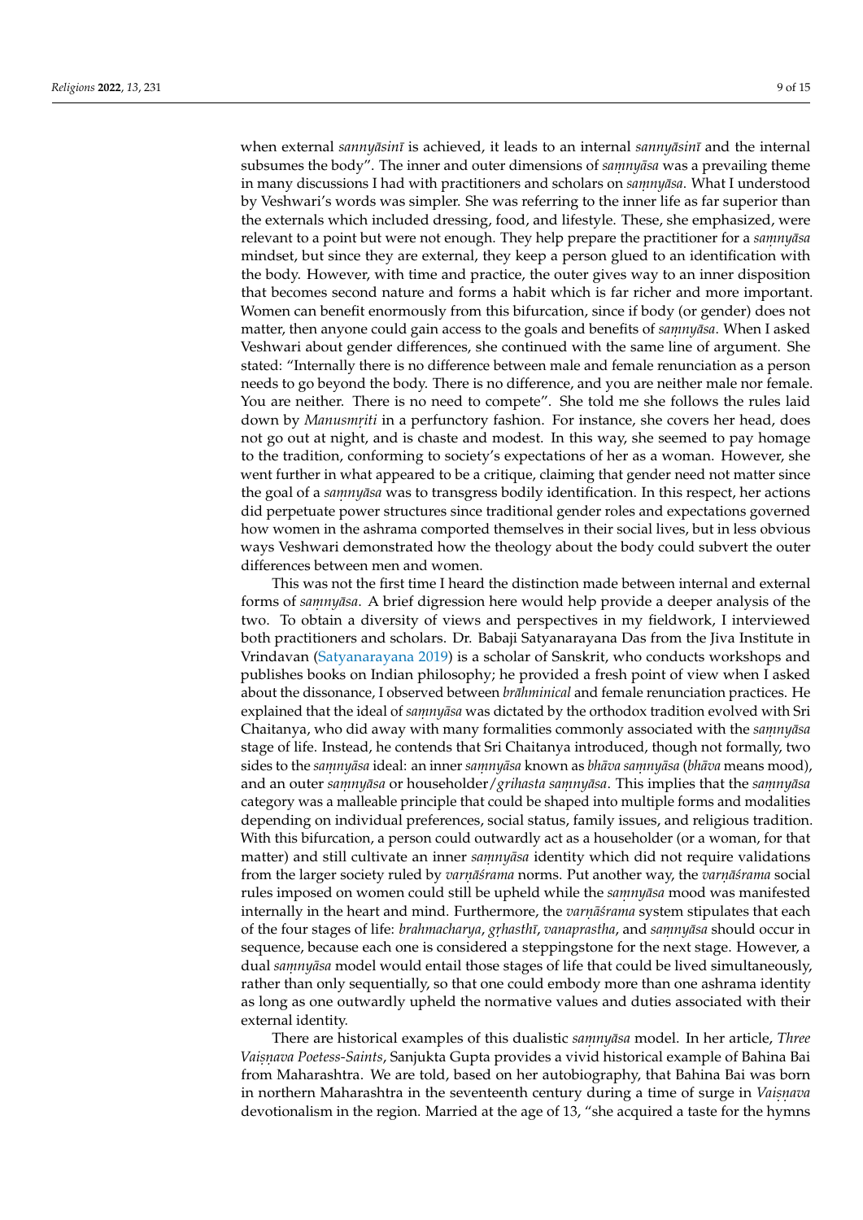when external *sannyāsinī* is achieved, it leads to an internal *sannyāsinī* and the internal subsumes the body". The inner and outer dimensions of *saṃnyāsa* was a prevailing theme in many discussions I had with practitioners and scholars on *saṃnyāsa*. What I understood by Veshwari's words was simpler. She was referring to the inner life as far superior than the externals which included dressing, food, and lifestyle. These, she emphasized, were relevant to a point but were not enough. They help prepare the practitioner for a *saṃnyāsa* mindset, but since they are external, they keep a person glued to an identification with the body. However, with time and practice, the outer gives way to an inner disposition that becomes second nature and forms a habit which is far richer and more important. Women can benefit enormously from this bifurcation, since if body (or gender) does not matter, then anyone could gain access to the goals and benefits of *saṃnyāsa*. When I asked Veshwari about gender differences, she continued with the same line of argument. She stated: "Internally there is no difference between male and female renunciation as a person needs to go beyond the body. There is no difference, and you are neither male nor female. You are neither. There is no need to compete". She told me she follows the rules laid down by *Manusmṛiti* in a perfunctory fashion. For instance, she covers her head, does not go out at night, and is chaste and modest. In this way, she seemed to pay homage to the tradition, conforming to society's expectations of her as a woman. However, she went further in what appeared to be a critique, claiming that gender need not matter since the goal of a *saṃnyāsa* was to transgress bodily identification. In this respect, her actions did perpetuate power structures since traditional gender roles and expectations governed how women in the ashrama comported themselves in their social lives, but in less obvious ways Veshwari demonstrated how the theology about the body could subvert the outer differences between men and women.

This was not the first time I heard the distinction made between internal and external forms of *saṃnyāsa*. A brief digression here would help provide a deeper analysis of the two. To obtain a diversity of views and perspectives in my fieldwork, I interviewed both practitioners and scholars. Dr. Babaji Satyanarayana Das from the Jiva Institute in Vrindavan (Satyanarayana 2019) is a scholar of Sanskrit, who conducts workshops and publishes books on Indian philosophy; he provided a fresh point of view when I asked about the dissonance, I observed between *brāhminical* and female renunciation practices. He explained that the ideal of *saṃnyāsa* was dictated by the orthodox tradition evolved with Sri Chaitanya, who did away with many formalities commonly associated with the *saṃnyāsa* stage of life. Instead, he contends that Sri Chaitanya introduced, though not formally, two sides to the *saṃnyāsa* ideal: an inner *saṃnyāsa* known as *bhāva saṃnyāsa* (*bhāva* means mood), and an outer *saṃnyāsa* or householder/*grihasta saṃnyāsa*. This implies that the *saṃnyāsa* category was a malleable principle that could be shaped into multiple forms and modalities depending on individual preferences, social status, family issues, and religious tradition. With this bifurcation, a person could outwardly act as a householder (or a woman, for that matter) and still cultivate an inner *saṃnyāsa* identity which did not require validations from the larger society ruled by *varṇāśrama* norms. Put another way, the *varṇāśrama* social rules imposed on women could still be upheld while the *saṃnyāsa* mood was manifested internally in the heart and mind. Furthermore, the *varṇāśrama* system stipulates that each of the four stages of life: *brahmacharya*, *gṛhasthī*, *vanaprastha*, and *saṃnyāsa* should occur in sequence, because each one is considered a steppingstone for the next stage. However, a dual *saṃnyāsa* model would entail those stages of life that could be lived simultaneously, rather than only sequentially, so that one could embody more than one ashrama identity as long as one outwardly upheld the normative values and duties associated with their external identity.

There are historical examples of this dualistic *saṃnyāsa* model. In her article, *Three Vaiṣṇava Poetess-Saints*, Sanjukta Gupta provides a vivid historical example of Bahina Bai from Maharashtra. We are told, based on her autobiography, that Bahina Bai was born in northern Maharashtra in the seventeenth century during a time of surge in *Vaiṣṇava* devotionalism in the region. Married at the age of 13, "she acquired a taste for the hymns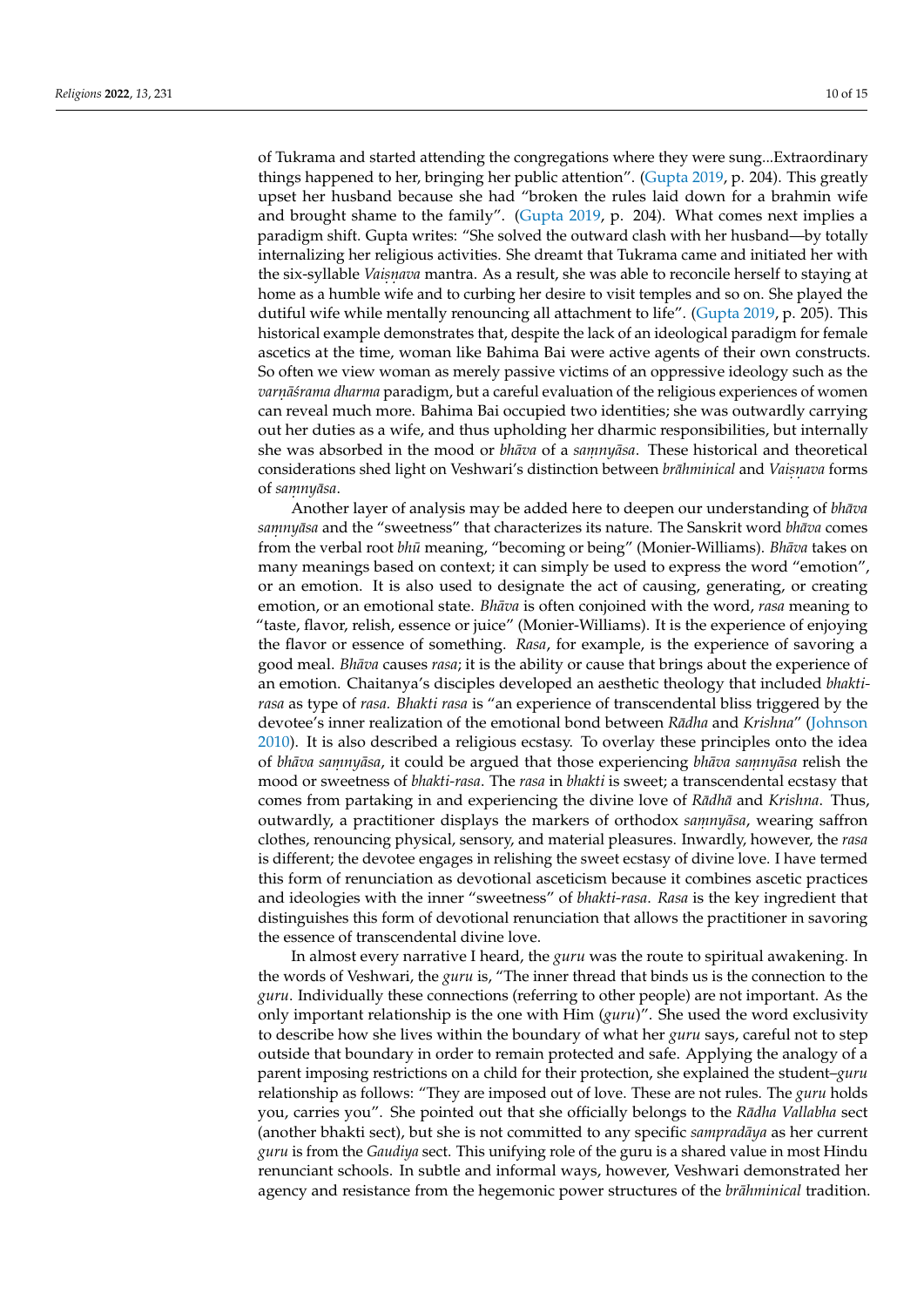of Tukrama and started attending the congregations where they were sung...Extraordinary things happened to her, bringing her public attention". (Gupta 2019, p. 204). This greatly upset her husband because she had "broken the rules laid down for a brahmin wife and brought shame to the family". (Gupta 2019, p. 204). What comes next implies a paradigm shift. Gupta writes: "She solved the outward clash with her husband—by totally internalizing her religious activities. She dreamt that Tukrama came and initiated her with the six-syllable *Vaiṣṇava* mantra. As a result, she was able to reconcile herself to staying at home as a humble wife and to curbing her desire to visit temples and so on. She played the dutiful wife while mentally renouncing all attachment to life". (Gupta 2019, p. 205). This historical example demonstrates that, despite the lack of an ideological paradigm for female ascetics at the time, woman like Bahima Bai were active agents of their own constructs. So often we view woman as merely passive victims of an oppressive ideology such as the *varṇāśrama dharma* paradigm, but a careful evaluation of the religious experiences of women can reveal much more. Bahima Bai occupied two identities; she was outwardly carrying out her duties as a wife, and thus upholding her dharmic responsibilities, but internally she was absorbed in the mood or *bhāva* of a *saṃnyāsa*. These historical and theoretical considerations shed light on Veshwari's distinction between *brāhminical* and *Vaiṣṇava* forms of *saṃnyāsa*.

Another layer of analysis may be added here to deepen our understanding of *bhāva saṃnyāsa* and the "sweetness" that characterizes its nature. The Sanskrit word *bhāva* comes from the verbal root *bhū* meaning, "becoming or being" (Monier-Williams). *Bhāva* takes on many meanings based on context; it can simply be used to express the word "emotion", or an emotion. It is also used to designate the act of causing, generating, or creating emotion, or an emotional state. *Bhāva* is often conjoined with the word, *rasa* meaning to "taste, flavor, relish, essence or juice" (Monier-Williams). It is the experience of enjoying the flavor or essence of something. *Rasa*, for example, is the experience of savoring a good meal. *Bhāva* causes *rasa*; it is the ability or cause that brings about the experience of an emotion. Chaitanya's disciples developed an aesthetic theology that included *bhakti-rasa* as type of *rasa. Bhakti rasa* is "an experience of transcendental bliss triggered by the devotee's inner realization of the emotional bond between *Rādha* and *Krishna*" (Johnson 2010). It is also described a religious ecstasy. To overlay these principles onto the idea of *bhāva saṃnyāsa*, it could be argued that those experiencing *bhāva saṃnyāsa* relish the mood or sweetness of *bhakti-rasa*. The *rasa* in *bhakti* is sweet; a transcendental ecstasy that comes from partaking in and experiencing the divine love of *Rādhā* and *Krishna*. Thus, outwardly, a practitioner displays the markers of orthodox *saṃnyāsa*, wearing saffron clothes, renouncing physical, sensory, and material pleasures. Inwardly, however, the *rasa* is different; the devotee engages in relishing the sweet ecstasy of divine love. I have termed this form of renunciation as devotional asceticism because it combines ascetic practices and ideologies with the inner "sweetness" of *bhakti-rasa*. *Rasa* is the key ingredient that distinguishes this form of devotional renunciation that allows the practitioner in savoring the essence of transcendental divine love.

In almost every narrative I heard, the *guru* was the route to spiritual awakening. In the words of Veshwari, the *guru* is, "The inner thread that binds us is the connection to the *guru*. Individually these connections (referring to other people) are not important. As the only important relationship is the one with Him (*guru*)". She used the word exclusivity to describe how she lives within the boundary of what her *guru* says, careful not to step outside that boundary in order to remain protected and safe. Applying the analogy of a parent imposing restrictions on a child for their protection, she explained the student–*guru* relationship as follows: "They are imposed out of love. These are not rules. The *guru* holds you, carries you". She pointed out that she officially belongs to the *Rādha Vallabha* sect (another bhakti sect), but she is not committed to any specific *sampradāya* as her current *guru* is from the *Gaudiya* sect. This unifying role of the guru is a shared value in most Hindu renunciant schools. In subtle and informal ways, however, Veshwari demonstrated her agency and resistance from the hegemonic power structures of the *brāhminical* tradition.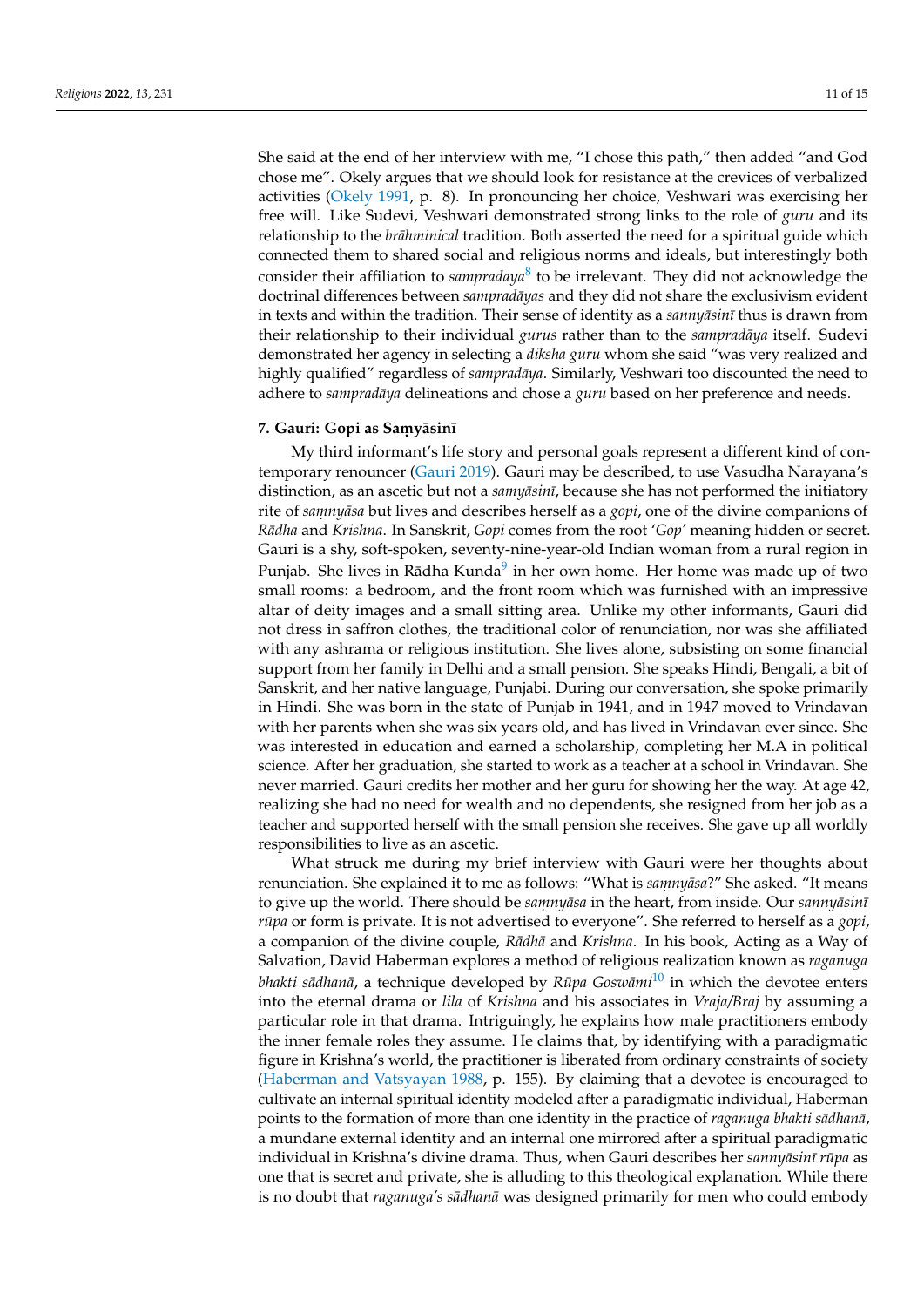She said at the end of her interview with me, "I chose this path," then added "and God chose me". Okely argues that we should look for resistance at the crevices of verbalized activities (Okely 1991, p. 8). In pronouncing her choice, Veshwari was exercising her free will. Like Sudevi, Veshwari demonstrated strong links to the role of *guru* and its relationship to the *brāhminical* tradition. Both asserted the need for a spiritual guide which connected them to shared social and religious norms and ideals, but interestingly both consider their affiliation to *sampradaya*[8] to be irrelevant. They did not acknowledge the doctrinal differences between *sampradāyas* and they did not share the exclusivism evident in texts and within the tradition. Their sense of identity as a *sannyāsinī* thus is drawn from their relationship to their individual *gurus* rather than to the *sampradāya* itself. Sudevi demonstrated her agency in selecting a *diksha guru* whom she said "was very realized and highly qualified" regardless of *sampradāya*. Similarly, Veshwari too discounted the need to adhere to *sampradāya* delineations and chose a *guru* based on her preference and needs.

### 7. Gauri: Gopi as Saṃyāsinī

My third informant's life story and personal goals represent a different kind of contemporary renouncer (Gauri 2019). Gauri may be described, to use Vasudha Narayana's distinction, as an ascetic but not a *samyāsinī*, because she has not performed the initiatory rite of *saṃnyāsa* but lives and describes herself as a *gopi*, one of the divine companions of *Rādha* and *Krishna*. In Sanskrit, *Gopi* comes from the root '*Gop*' meaning hidden or secret. Gauri is a shy, soft-spoken, seventy-nine-year-old Indian woman from a rural region in Punjab. She lives in Rādha Kunda[9] in her own home. Her home was made up of two small rooms: a bedroom, and the front room which was furnished with an impressive altar of deity images and a small sitting area. Unlike my other informants, Gauri did not dress in saffron clothes, the traditional color of renunciation, nor was she affiliated with any ashrama or religious institution. She lives alone, subsisting on some financial support from her family in Delhi and a small pension. She speaks Hindi, Bengali, a bit of Sanskrit, and her native language, Punjabi. During our conversation, she spoke primarily in Hindi. She was born in the state of Punjab in 1941, and in 1947 moved to Vrindavan with her parents when she was six years old, and has lived in Vrindavan ever since. She was interested in education and earned a scholarship, completing her M.A in political science. After her graduation, she started to work as a teacher at a school in Vrindavan. She never married. Gauri credits her mother and her guru for showing her the way. At age 42, realizing she had no need for wealth and no dependents, she resigned from her job as a teacher and supported herself with the small pension she receives. She gave up all worldly responsibilities to live as an ascetic.

What struck me during my brief interview with Gauri were her thoughts about renunciation. She explained it to me as follows: "What is *saṃnyāsa*?" She asked. "It means to give up the world. There should be *saṃnyāsa* in the heart, from inside. Our *sannyāsinī rūpa* or form is private. It is not advertised to everyone". She referred to herself as a *gopi*, a companion of the divine couple, *Rādhā* and *Krishna*. In his book, Acting as a Way of Salvation, David Haberman explores a method of religious realization known as *raganuga bhakti sādhanā*, a technique developed by *Rūpa Goswāmi*[10] in which the devotee enters into the eternal drama or *lila* of *Krishna* and his associates in *Vraja/Braj* by assuming a particular role in that drama. Intriguingly, he explains how male practitioners embody the inner female roles they assume. He claims that, by identifying with a paradigmatic figure in Krishna's world, the practitioner is liberated from ordinary constraints of society (Haberman and Vatsyayan 1988, p. 155). By claiming that a devotee is encouraged to cultivate an internal spiritual identity modeled after a paradigmatic individual, Haberman points to the formation of more than one identity in the practice of *raganuga bhakti sādhanā*, a mundane external identity and an internal one mirrored after a spiritual paradigmatic individual in Krishna's divine drama. Thus, when Gauri describes her *sannyāsinī rūpa* as one that is secret and private, she is alluding to this theological explanation. While there is no doubt that *raganuga's sādhanā* was designed primarily for men who could embody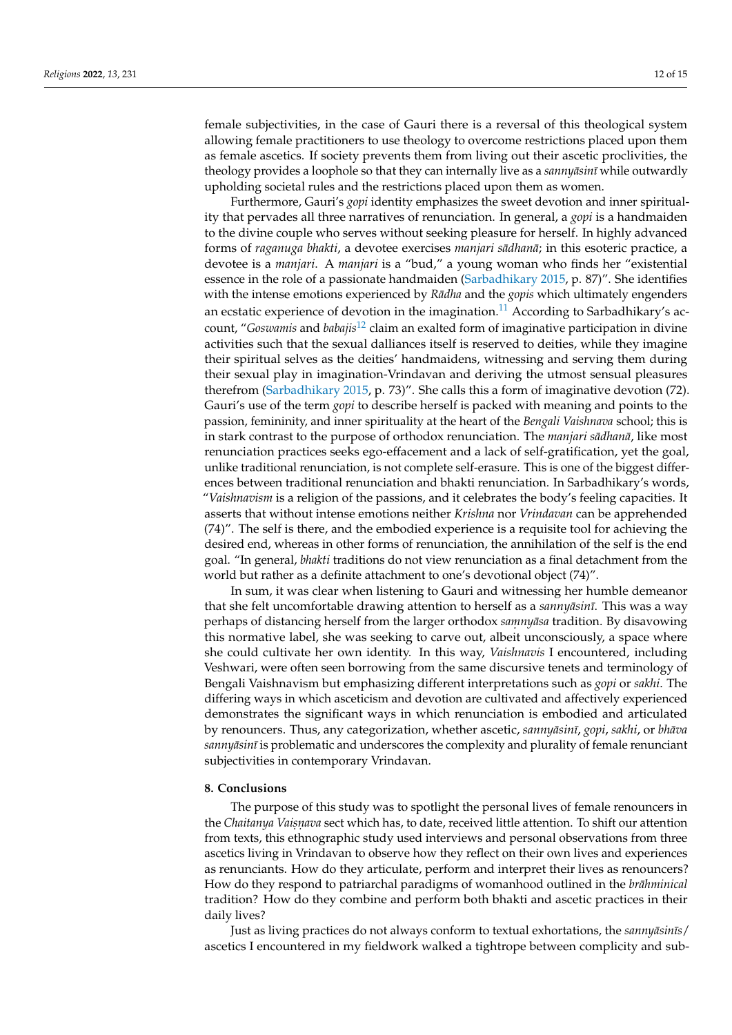female subjectivities, in the case of Gauri there is a reversal of this theological system allowing female practitioners to use theology to overcome restrictions placed upon them as female ascetics. If society prevents them from living out their ascetic proclivities, the theology provides a loophole so that they can internally live as a *sannyāsinī* while outwardly upholding societal rules and the restrictions placed upon them as women.

Furthermore, Gauri's *gopi* identity emphasizes the sweet devotion and inner spirituality that pervades all three narratives of renunciation. In general, a *gopi* is a handmaiden to the divine couple who serves without seeking pleasure for herself. In highly advanced forms of *raganuga bhakti*, a devotee exercises *manjari sādhanā*; in this esoteric practice, a devotee is a *manjari*. A *manjari* is a "bud," a young woman who finds her "existential essence in the role of a passionate handmaiden (Sarbadhikary 2015, p. 87)". She identifies with the intense emotions experienced by *Rādha* and the *gopis* which ultimately engenders an ecstatic experience of devotion in the imagination.[11] According to Sarbadhikary's account, "*Goswamis* and *babajis*[12] claim an exalted form of imaginative participation in divine activities such that the sexual dalliances itself is reserved to deities, while they imagine their spiritual selves as the deities' handmaidens, witnessing and serving them during their sexual play in imagination-Vrindavan and deriving the utmost sensual pleasures therefrom (Sarbadhikary 2015, p. 73)". She calls this a form of imaginative devotion (72). Gauri's use of the term *gopi* to describe herself is packed with meaning and points to the passion, femininity, and inner spirituality at the heart of the *Bengali Vaishnava* school; this is in stark contrast to the purpose of orthodox renunciation. The *manjari sādhanā*, like most renunciation practices seeks ego-effacement and a lack of self-gratification, yet the goal, unlike traditional renunciation, is not complete self-erasure. This is one of the biggest differences between traditional renunciation and bhakti renunciation. In Sarbadhikary's words, "*Vaishnavism* is a religion of the passions, and it celebrates the body's feeling capacities. It asserts that without intense emotions neither *Krishna* nor *Vrindavan* can be apprehended (74)". The self is there, and the embodied experience is a requisite tool for achieving the desired end, whereas in other forms of renunciation, the annihilation of the self is the end goal. "In general, *bhakti* traditions do not view renunciation as a final detachment from the world but rather as a definite attachment to one's devotional object (74)".

In sum, it was clear when listening to Gauri and witnessing her humble demeanor that she felt uncomfortable drawing attention to herself as a *sannyāsinī*. This was a way perhaps of distancing herself from the larger orthodox *saṃnyāsa* tradition. By disavowing this normative label, she was seeking to carve out, albeit unconsciously, a space where she could cultivate her own identity. In this way, *Vaishnavis* I encountered, including Veshwari, were often seen borrowing from the same discursive tenets and terminology of Bengali Vaishnavism but emphasizing different interpretations such as *gopi* or *sakhi*. The differing ways in which asceticism and devotion are cultivated and affectively experienced demonstrates the significant ways in which renunciation is embodied and articulated by renouncers. Thus, any categorization, whether ascetic, *sannyāsinī*, *gopi*, *sakhi*, or *bhāva sannyāsinī* is problematic and underscores the complexity and plurality of female renunciant subjectivities in contemporary Vrindavan.

## 8. Conclusions

The purpose of this study was to spotlight the personal lives of female renouncers in the *Chaitanya Vaiṣṇava* sect which has, to date, received little attention. To shift our attention from texts, this ethnographic study used interviews and personal observations from three ascetics living in Vrindavan to observe how they reflect on their own lives and experiences as renunciants. How do they articulate, perform and interpret their lives as renouncers? How do they respond to patriarchal paradigms of womanhood outlined in the *brāhminical* tradition? How do they combine and perform both bhakti and ascetic practices in their daily lives?

Just as living practices do not always conform to textual exhortations, the *sannyāsinīs*/ascetics I encountered in my fieldwork walked a tightrope between complicity and sub-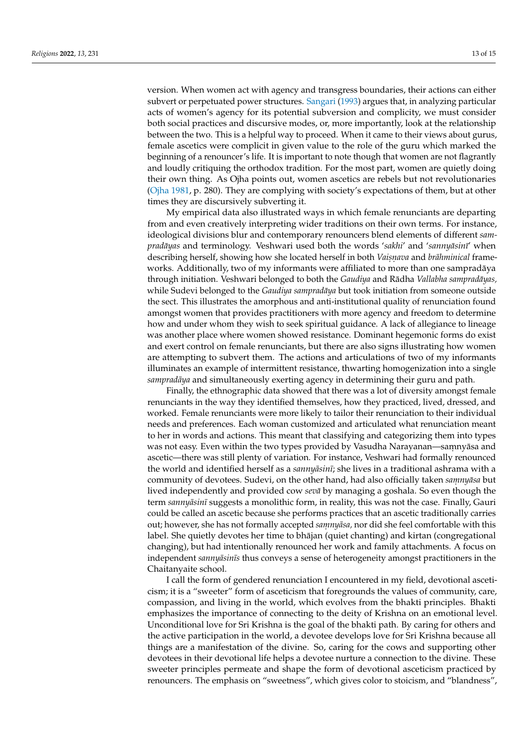version. When women act with agency and transgress boundaries, their actions can either subvert or perpetuated power structures. Sangari (1993) argues that, in analyzing particular acts of women's agency for its potential subversion and complicity, we must consider both social practices and discursive modes, or, more importantly, look at the relationship between the two. This is a helpful way to proceed. When it came to their views about gurus, female ascetics were complicit in given value to the role of the guru which marked the beginning of a renouncer's life. It is important to note though that women are not flagrantly and loudly critiquing the orthodox tradition. For the most part, women are quietly doing their own thing. As Ojha points out, women ascetics are rebels but not revolutionaries (Ojha 1981, p. 280). They are complying with society's expectations of them, but at other times they are discursively subverting it.

My empirical data also illustrated ways in which female renunciants are departing from and even creatively interpreting wider traditions on their own terms. For instance, ideological divisions blur and contemporary renouncers blend elements of different *sampradāyas* and terminology. Veshwari used both the words '*sakhi*' and '*sannyāsinī*' when describing herself, showing how she located herself in both *Vaiṣṇava* and *brāhminical* frameworks. Additionally, two of my informants were affiliated to more than one sampradāya through initiation. Veshwari belonged to both the *Gaudiya* and Rādha *Vallabha sampradāyas,* while Sudevi belonged to the *Gaudiya sampradāya* but took initiation from someone outside the sect. This illustrates the amorphous and anti-institutional quality of renunciation found amongst women that provides practitioners with more agency and freedom to determine how and under whom they wish to seek spiritual guidance. A lack of allegiance to lineage was another place where women showed resistance. Dominant hegemonic forms do exist and exert control on female renunciants, but there are also signs illustrating how women are attempting to subvert them. The actions and articulations of two of my informants illuminates an example of intermittent resistance, thwarting homogenization into a single *sampradāya* and simultaneously exerting agency in determining their guru and path.

Finally, the ethnographic data showed that there was a lot of diversity amongst female renunciants in the way they identified themselves, how they practiced, lived, dressed, and worked. Female renunciants were more likely to tailor their renunciation to their individual needs and preferences. Each woman customized and articulated what renunciation meant to her in words and actions. This meant that classifying and categorizing them into types was not easy. Even within the two types provided by Vasudha Narayanan—saṃnyāsa and ascetic—there was still plenty of variation. For instance, Veshwari had formally renounced the world and identified herself as a *sannyāsinī*; she lives in a traditional ashrama with a community of devotees. Sudevi, on the other hand, had also officially taken *saṃnyāsa* but lived independently and provided cow *sevā* by managing a goshala. So even though the term *sannyāsinī* suggests a monolithic form, in reality, this was not the case. Finally, Gauri could be called an ascetic because she performs practices that an ascetic traditionally carries out; however, she has not formally accepted *saṃnyāsa,* nor did she feel comfortable with this label. She quietly devotes her time to bhājan (quiet chanting) and kirtan (congregational changing), but had intentionally renounced her work and family attachments. A focus on independent *sannyāsinīs* thus conveys a sense of heterogeneity amongst practitioners in the Chaitanyaite school.

I call the form of gendered renunciation I encountered in my field, devotional asceticism; it is a "sweeter" form of asceticism that foregrounds the values of community, care, compassion, and living in the world, which evolves from the bhakti principles. Bhakti emphasizes the importance of connecting to the deity of Krishna on an emotional level. Unconditional love for Sri Krishna is the goal of the bhakti path. By caring for others and the active participation in the world, a devotee develops love for Sri Krishna because all things are a manifestation of the divine. So, caring for the cows and supporting other devotees in their devotional life helps a devotee nurture a connection to the divine. These sweeter principles permeate and shape the form of devotional asceticism practiced by renouncers. The emphasis on "sweetness", which gives color to stoicism, and "blandness",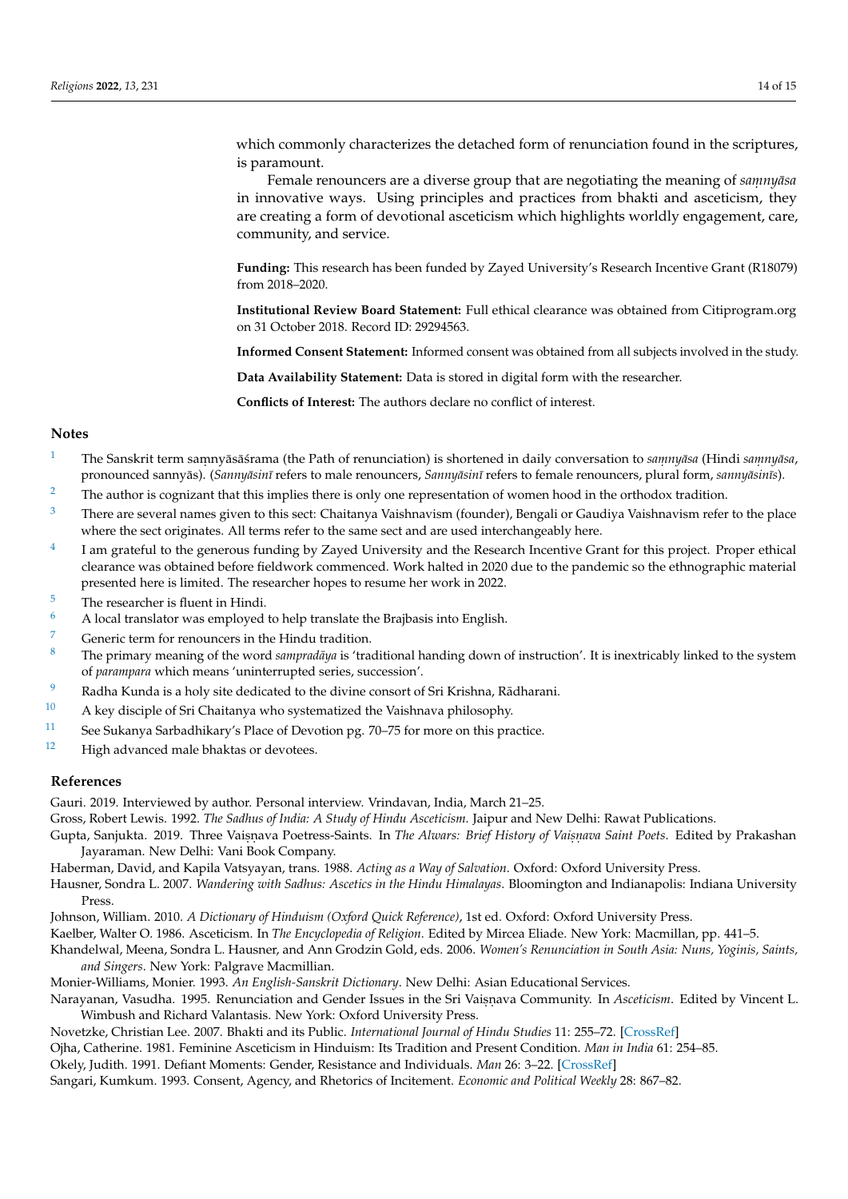which commonly characterizes the detached form of renunciation found in the scriptures, is paramount.

Female renouncers are a diverse group that are negotiating the meaning of *saṃnyāsa* in innovative ways. Using principles and practices from bhakti and asceticism, they are creating a form of devotional asceticism which highlights worldly engagement, care, community, and service.

**Funding:** This research has been funded by Zayed University's Research Incentive Grant (R18079) from 2018–2020.

**Institutional Review Board Statement:** Full ethical clearance was obtained from Citiprogram.org on 31 October 2018. Record ID: 29294563.

**Informed Consent Statement:** Informed consent was obtained from all subjects involved in the study.

**Data Availability Statement:** Data is stored in digital form with the researcher.

**Conflicts of Interest:** The authors declare no conflict of interest.

## Notes

1. The Sanskrit term saṃnyāsāśrama (the Path of renunciation) is shortened in daily conversation to *saṃnyāsa* (Hindi *saṃnyāsa*, pronounced sannyās). (*Sannyāsinī* refers to male renouncers, *Sannyāsinī* refers to female renouncers, plural form, *sannyāsinīs*).
2. The author is cognizant that this implies there is only one representation of women hood in the orthodox tradition.
3. There are several names given to this sect: Chaitanya Vaishnavism (founder), Bengali or Gaudiya Vaishnavism refer to the place where the sect originates. All terms refer to the same sect and are used interchangeably here.
4. I am grateful to the generous funding by Zayed University and the Research Incentive Grant for this project. Proper ethical clearance was obtained before fieldwork commenced. Work halted in 2020 due to the pandemic so the ethnographic material presented here is limited. The researcher hopes to resume her work in 2022.
5. The researcher is fluent in Hindi.
6. A local translator was employed to help translate the Brajbasis into English.
7. Generic term for renouncers in the Hindu tradition.
8. The primary meaning of the word *sampradāya* is 'traditional handing down of instruction'. It is inextricably linked to the system of *parampara* which means 'uninterrupted series, succession'.
9. Radha Kunda is a holy site dedicated to the divine consort of Sri Krishna, Rādharani.
10. A key disciple of Sri Chaitanya who systematized the Vaishnava philosophy.
11. See Sukanya Sarbadhikary's Place of Devotion pg. 70–75 for more on this practice.
12. High advanced male bhaktas or devotees.

## References

Gauri. 2019. Interviewed by author. Personal interview. Vrindavan, India, March 21–25.

Gross, Robert Lewis. 1992. *The Sadhus of India: A Study of Hindu Asceticism*. Jaipur and New Delhi: Rawat Publications.

Gupta, Sanjukta. 2019. Three Vaiṣṇava Poetress-Saints. In *The Alwars: Brief History of Vaiṣṇava Saint Poets*. Edited by Prakashan Jayaraman. New Delhi: Vani Book Company.

Haberman, David, and Kapila Vatsyayan, trans. 1988. *Acting as a Way of Salvation*. Oxford: Oxford University Press.

Hausner, Sondra L. 2007. *Wandering with Sadhus: Ascetics in the Hindu Himalayas*. Bloomington and Indianapolis: Indiana University Press.

Johnson, William. 2010. *A Dictionary of Hinduism (Oxford Quick Reference)*, 1st ed. Oxford: Oxford University Press.

Kaelber, Walter O. 1986. Asceticism. In *The Encyclopedia of Religion*. Edited by Mircea Eliade. New York: Macmillan, pp. 441–5.

Khandelwal, Meena, Sondra L. Hausner, and Ann Grodzin Gold, eds. 2006. *Women's Renunciation in South Asia: Nuns, Yoginis, Saints, and Singers*. New York: Palgrave Macmillian.

Monier-Williams, Monier. 1993. *An English-Sanskrit Dictionary*. New Delhi: Asian Educational Services.

Narayanan, Vasudha. 1995. Renunciation and Gender Issues in the Sri Vaiṣṇava Community. In *Asceticism*. Edited by Vincent L. Wimbush and Richard Valantasis. New York: Oxford University Press.

Novetzke, Christian Lee. 2007. Bhakti and its Public. *International Journal of Hindu Studies* 11: 255–72. [CrossRef]

Ojha, Catherine. 1981. Feminine Asceticism in Hinduism: Its Tradition and Present Condition. *Man in India* 61: 254–85.

Okely, Judith. 1991. Defiant Moments: Gender, Resistance and Individuals. *Man* 26: 3–22. [CrossRef]

Sangari, Kumkum. 1993. Consent, Agency, and Rhetorics of Incitement. *Economic and Political Weekly* 28: 867–82.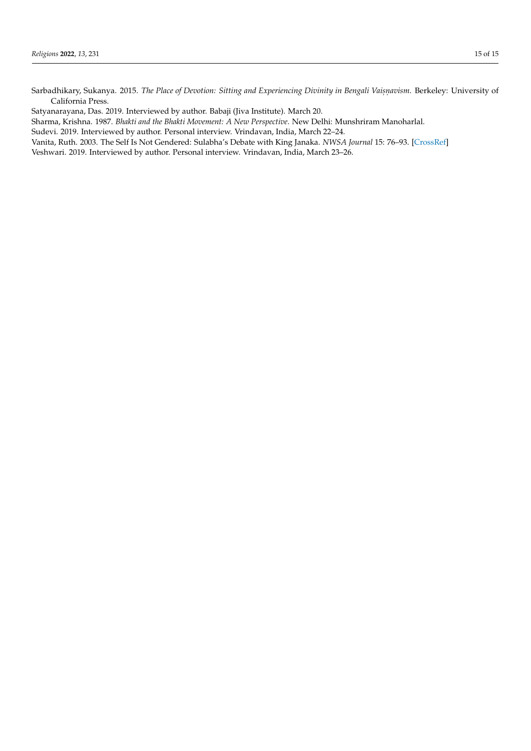Sarbadhikary, Sukanya. 2015. *The Place of Devotion: Sitting and Experiencing Divinity in Bengali Vaiṣṇavism*. Berkeley: University of California Press.

Satyanarayana, Das. 2019. Interviewed by author. Babaji (Jiva Institute). March 20.

Sharma, Krishna. 1987. *Bhakti and the Bhakti Movement: A New Perspective*. New Delhi: Munshriram Manoharlal.

Sudevi. 2019. Interviewed by author. Personal interview. Vrindavan, India, March 22–24.

Vanita, Ruth. 2003. The Self Is Not Gendered: Sulabha's Debate with King Janaka. *NWSA Journal* 15: 76–93. [CrossRef]

Veshwari. 2019. Interviewed by author. Personal interview. Vrindavan, India, March 23–26.